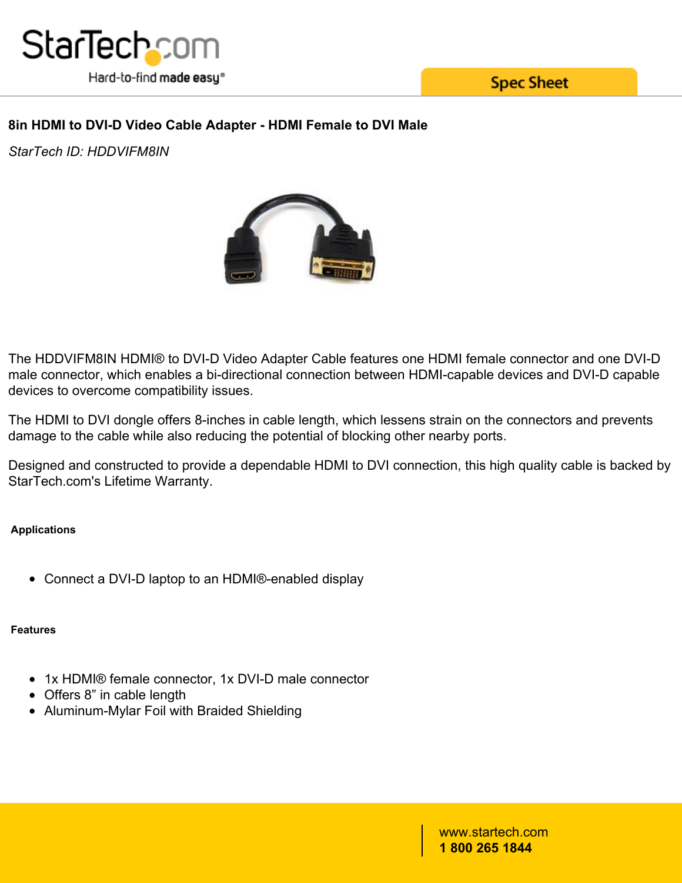# 8in HDMI to DVI-D Video Cable Adapter - HDMI Female to DVI Male

*StarTech ID: HDDVIFM8IN*

The HDDVIFM8IN HDMI® to DVI-D Video Adapter Cable features one HDMI female connector and one DVI-D male connector, which enables a bi-directional connection between HDMI-capable devices and DVI-D capable devices to overcome compatibility issues.

The HDMI to DVI dongle offers 8-inches in cable length, which lessens strain on the connectors and prevents damage to the cable while also reducing the potential of blocking other nearby ports.

Designed and constructed to provide a dependable HDMI to DVI connection, this high quality cable is backed by StarTech.com's Lifetime Warranty.

## Applications

- Connect a DVI-D laptop to an HDMI®-enabled display

## Features

- 1x HDMI® female connector, 1x DVI-D male connector
- Offers 8" in cable length
- Aluminum-Mylar Foil with Braided Shielding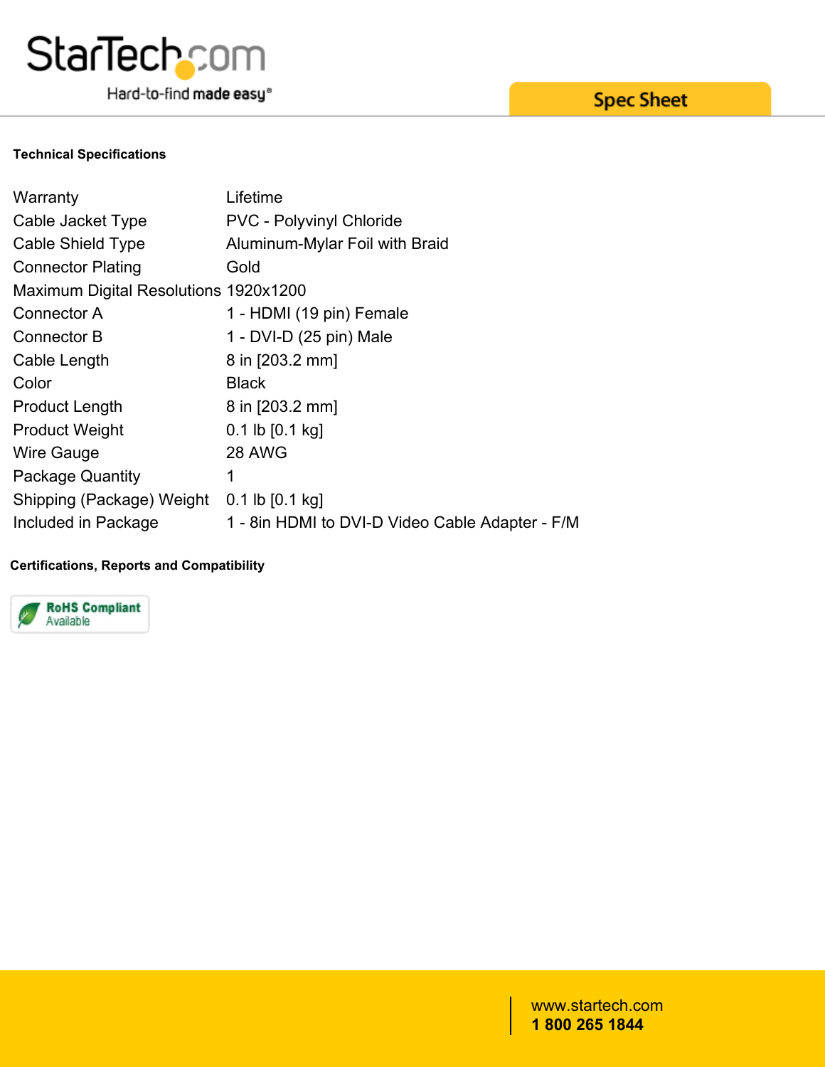**Technical Specifications**

| | |
|---|---|
| Warranty | Lifetime |
| Cable Jacket Type | PVC - Polyvinyl Chloride |
| Cable Shield Type | Aluminum-Mylar Foil with Braid |
| Connector Plating | Gold |
| Maximum Digital Resolutions | 1920x1200 |
| Connector A | 1 - HDMI (19 pin) Female |
| Connector B | 1 - DVI-D (25 pin) Male |
| Cable Length | 8 in [203.2 mm] |
| Color | Black |
| Product Length | 8 in [203.2 mm] |
| Product Weight | 0.1 lb [0.1 kg] |
| Wire Gauge | 28 AWG |
| Package Quantity | 1 |
| Shipping (Package) Weight | 0.1 lb [0.1 kg] |
| Included in Package | 1 - 8in HDMI to DVI-D Video Cable Adapter - F/M |

**Certifications, Reports and Compatibility**

RoHS Compliant
Available